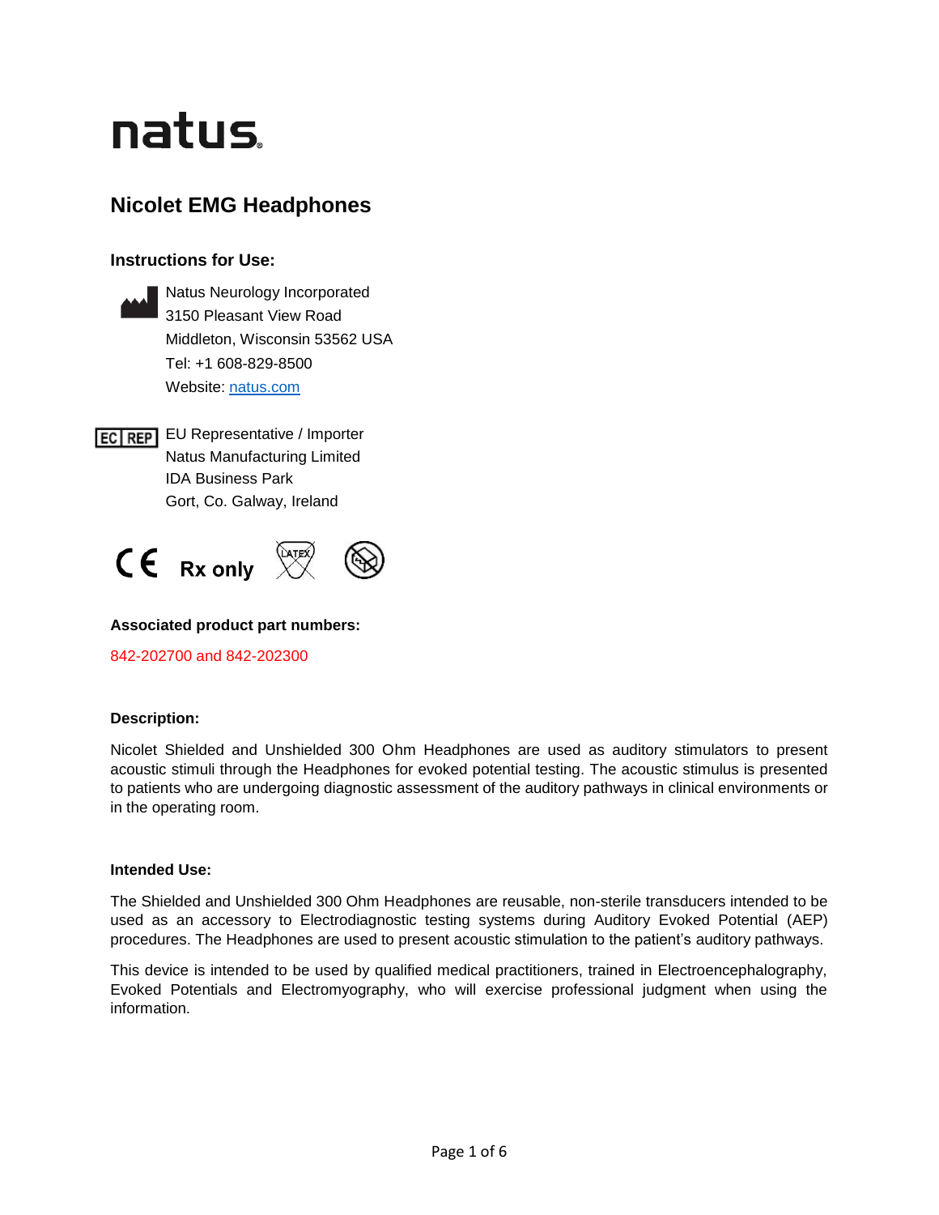# natus

## Nicolet EMG Headphones

### Instructions for Use:

Natus Neurology Incorporated
3150 Pleasant View Road
Middleton, Wisconsin 53562 USA
Tel: +1 608-829-8500
Website: [natus.com](natus.com)

EC REP EU Representative / Importer
Natus Manufacturing Limited
IDA Business Park
Gort, Co. Galway, Ireland

CE Rx only

**Associated product part numbers:**

842-202700 and 842-202300

**Description:**

Nicolet Shielded and Unshielded 300 Ohm Headphones are used as auditory stimulators to present acoustic stimuli through the Headphones for evoked potential testing. The acoustic stimulus is presented to patients who are undergoing diagnostic assessment of the auditory pathways in clinical environments or in the operating room.

**Intended Use:**

The Shielded and Unshielded 300 Ohm Headphones are reusable, non-sterile transducers intended to be used as an accessory to Electrodiagnostic testing systems during Auditory Evoked Potential (AEP) procedures. The Headphones are used to present acoustic stimulation to the patient's auditory pathways.

This device is intended to be used by qualified medical practitioners, trained in Electroencephalography, Evoked Potentials and Electromyography, who will exercise professional judgment when using the information.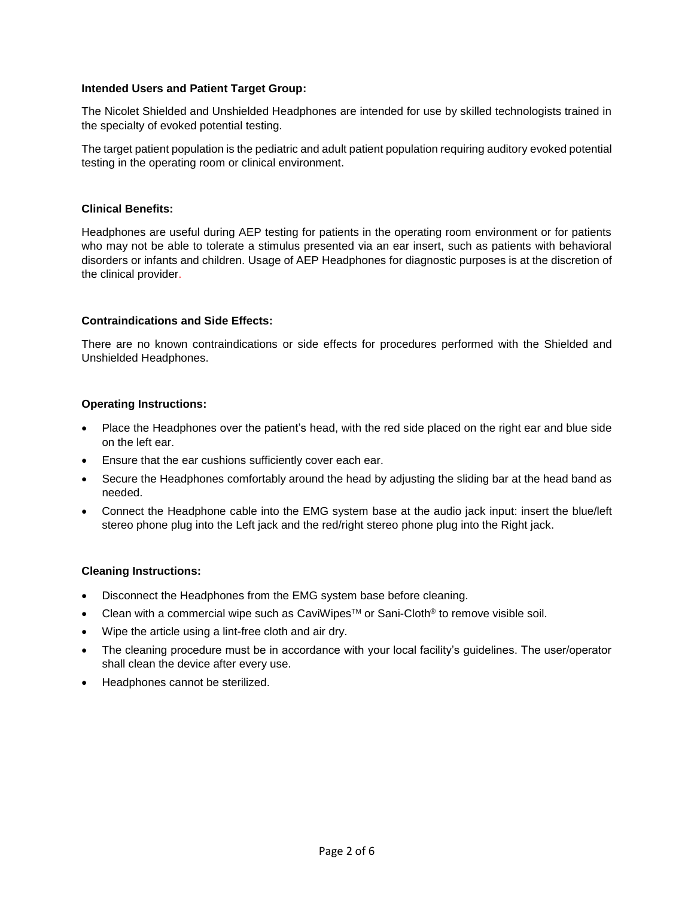**Intended Users and Patient Target Group:**

The Nicolet Shielded and Unshielded Headphones are intended for use by skilled technologists trained in the specialty of evoked potential testing.

The target patient population is the pediatric and adult patient population requiring auditory evoked potential testing in the operating room or clinical environment.

**Clinical Benefits:**

Headphones are useful during AEP testing for patients in the operating room environment or for patients who may not be able to tolerate a stimulus presented via an ear insert, such as patients with behavioral disorders or infants and children. Usage of AEP Headphones for diagnostic purposes is at the discretion of the clinical provider.

**Contraindications and Side Effects:**

There are no known contraindications or side effects for procedures performed with the Shielded and Unshielded Headphones.

**Operating Instructions:**

- Place the Headphones over the patient's head, with the red side placed on the right ear and blue side on the left ear.
- Ensure that the ear cushions sufficiently cover each ear.
- Secure the Headphones comfortably around the head by adjusting the sliding bar at the head band as needed.
- Connect the Headphone cable into the EMG system base at the audio jack input: insert the blue/left stereo phone plug into the Left jack and the red/right stereo phone plug into the Right jack.

**Cleaning Instructions:**

- Disconnect the Headphones from the EMG system base before cleaning.
- Clean with a commercial wipe such as CaviWipes™ or Sani-Cloth® to remove visible soil.
- Wipe the article using a lint-free cloth and air dry.
- The cleaning procedure must be in accordance with your local facility's guidelines. The user/operator shall clean the device after every use.
- Headphones cannot be sterilized.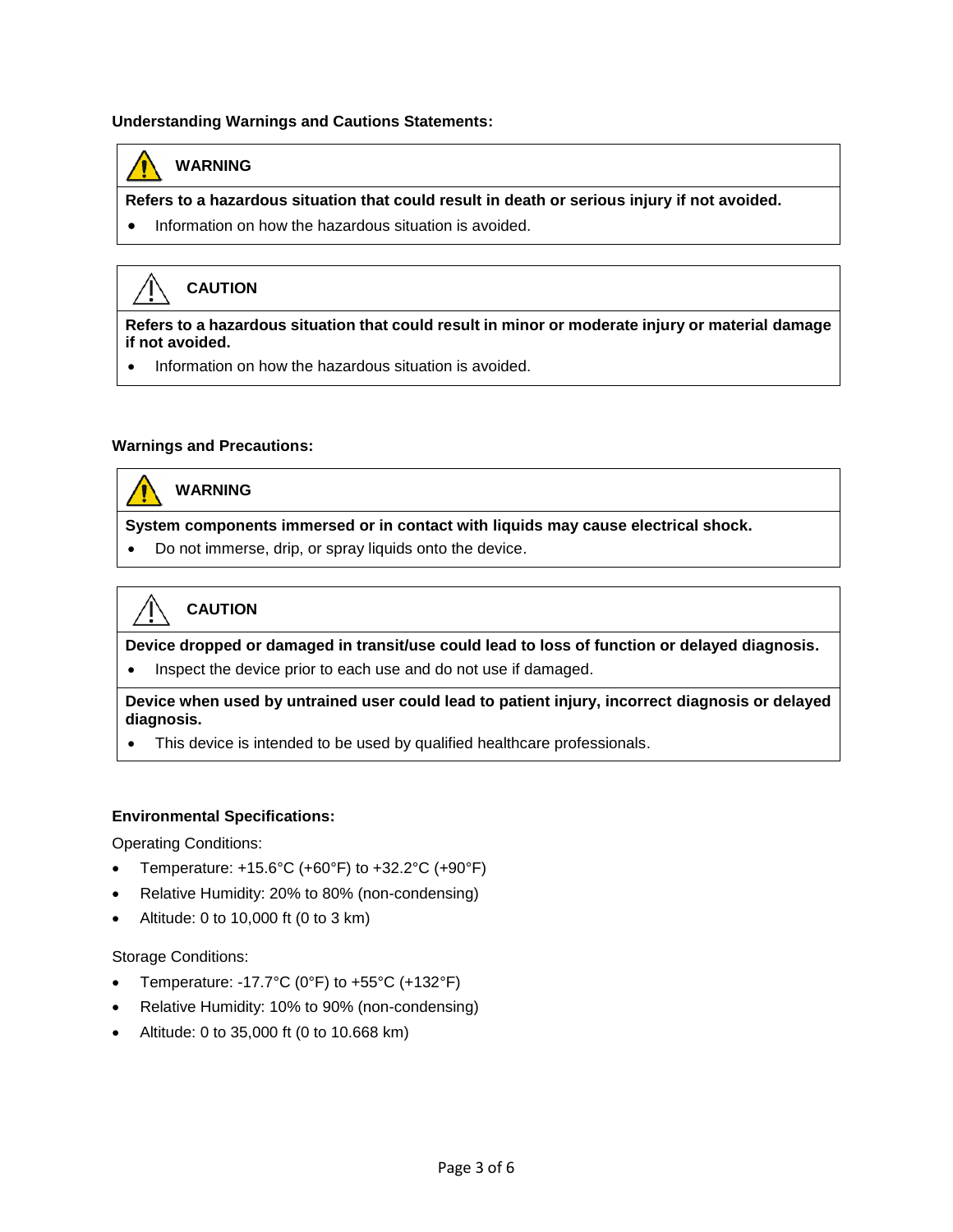**Understanding Warnings and Cautions Statements:**

| ⚠ **WARNING** |
| --- |
| **Refers to a hazardous situation that could result in death or serious injury if not avoided.** |
| • Information on how the hazardous situation is avoided. |

| ⚠ **CAUTION** |
| --- |
| **Refers to a hazardous situation that could result in minor or moderate injury or material damage if not avoided.** |
| • Information on how the hazardous situation is avoided. |

**Warnings and Precautions:**

| ⚠ **WARNING** |
| --- |
| **System components immersed or in contact with liquids may cause electrical shock.** |
| • Do not immerse, drip, or spray liquids onto the device. |

| ⚠ **CAUTION** |
| --- |
| **Device dropped or damaged in transit/use could lead to loss of function or delayed diagnosis.** |
| • Inspect the device prior to each use and do not use if damaged. |
| **Device when used by untrained user could lead to patient injury, incorrect diagnosis or delayed diagnosis.** |
| • This device is intended to be used by qualified healthcare professionals. |

**Environmental Specifications:**

Operating Conditions:

- Temperature: +15.6°C (+60°F) to +32.2°C (+90°F)
- Relative Humidity: 20% to 80% (non-condensing)
- Altitude: 0 to 10,000 ft (0 to 3 km)

Storage Conditions:

- Temperature: -17.7°C (0°F) to +55°C (+132°F)
- Relative Humidity: 10% to 90% (non-condensing)
- Altitude: 0 to 35,000 ft (0 to 10.668 km)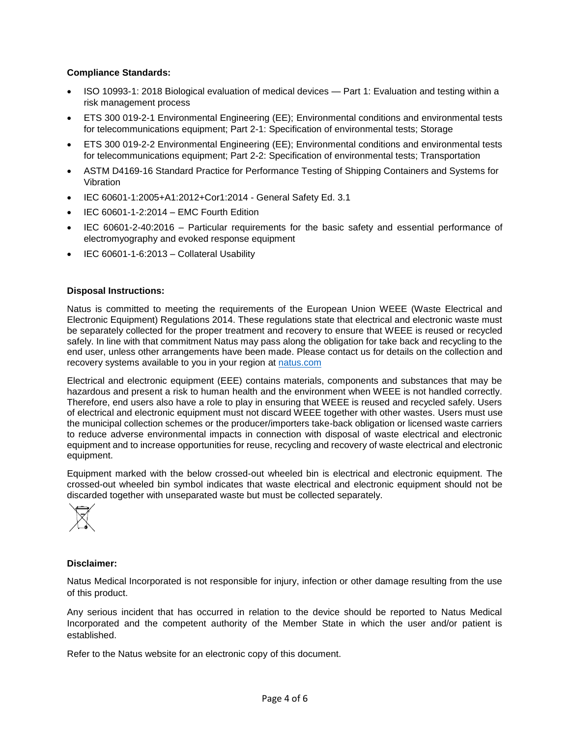**Compliance Standards:**

- ISO 10993-1: 2018 Biological evaluation of medical devices — Part 1: Evaluation and testing within a risk management process
- ETS 300 019-2-1 Environmental Engineering (EE); Environmental conditions and environmental tests for telecommunications equipment; Part 2-1: Specification of environmental tests; Storage
- ETS 300 019-2-2 Environmental Engineering (EE); Environmental conditions and environmental tests for telecommunications equipment; Part 2-2: Specification of environmental tests; Transportation
- ASTM D4169-16 Standard Practice for Performance Testing of Shipping Containers and Systems for Vibration
- IEC 60601-1:2005+A1:2012+Cor1:2014 - General Safety Ed. 3.1
- IEC 60601-1-2:2014 – EMC Fourth Edition
- IEC 60601-2-40:2016 – Particular requirements for the basic safety and essential performance of electromyography and evoked response equipment
- IEC 60601-1-6:2013 – Collateral Usability

**Disposal Instructions:**

Natus is committed to meeting the requirements of the European Union WEEE (Waste Electrical and Electronic Equipment) Regulations 2014. These regulations state that electrical and electronic waste must be separately collected for the proper treatment and recovery to ensure that WEEE is reused or recycled safely. In line with that commitment Natus may pass along the obligation for take back and recycling to the end user, unless other arrangements have been made. Please contact us for details on the collection and recovery systems available to you in your region at natus.com

Electrical and electronic equipment (EEE) contains materials, components and substances that may be hazardous and present a risk to human health and the environment when WEEE is not handled correctly. Therefore, end users also have a role to play in ensuring that WEEE is reused and recycled safely. Users of electrical and electronic equipment must not discard WEEE together with other wastes. Users must use the municipal collection schemes or the producer/importers take-back obligation or licensed waste carriers to reduce adverse environmental impacts in connection with disposal of waste electrical and electronic equipment and to increase opportunities for reuse, recycling and recovery of waste electrical and electronic equipment.

Equipment marked with the below crossed-out wheeled bin is electrical and electronic equipment. The crossed-out wheeled bin symbol indicates that waste electrical and electronic equipment should not be discarded together with unseparated waste but must be collected separately.

**Disclaimer:**

Natus Medical Incorporated is not responsible for injury, infection or other damage resulting from the use of this product.

Any serious incident that has occurred in relation to the device should be reported to Natus Medical Incorporated and the competent authority of the Member State in which the user and/or patient is established.

Refer to the Natus website for an electronic copy of this document.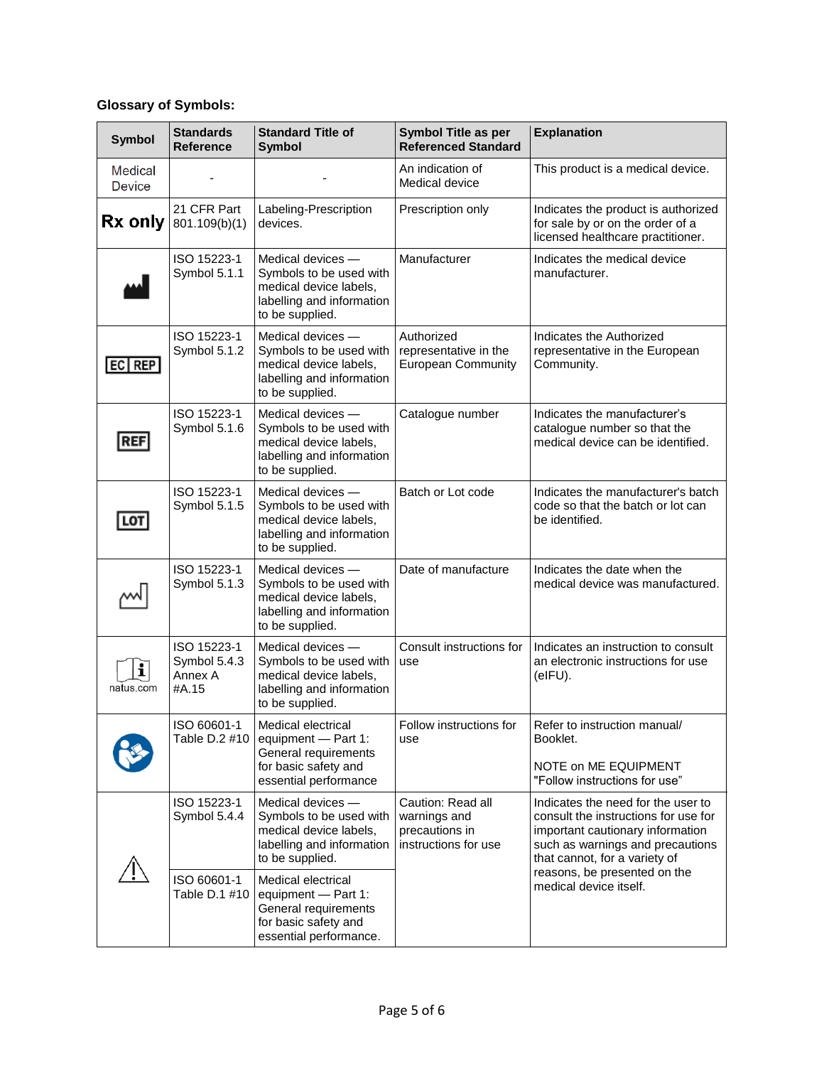**Glossary of Symbols:**

| Symbol | Standards Reference | Standard Title of Symbol | Symbol Title as per Referenced Standard | Explanation |
|---|---|---|---|---|
| Medical Device | - | - | An indication of Medical device | This product is a medical device. |
| Rx only | 21 CFR Part 801.109(b)(1) | Labeling-Prescription devices. | Prescription only | Indicates the product is authorized for sale by or on the order of a licensed healthcare practitioner. |
| | ISO 15223-1 Symbol 5.1.1 | Medical devices — Symbols to be used with medical device labels, labelling and information to be supplied. | Manufacturer | Indicates the medical device manufacturer. |
| EC REP | ISO 15223-1 Symbol 5.1.2 | Medical devices — Symbols to be used with medical device labels, labelling and information to be supplied. | Authorized representative in the European Community | Indicates the Authorized representative in the European Community. |
| REF | ISO 15223-1 Symbol 5.1.6 | Medical devices — Symbols to be used with medical device labels, labelling and information to be supplied. | Catalogue number | Indicates the manufacturer's catalogue number so that the medical device can be identified. |
| LOT | ISO 15223-1 Symbol 5.1.5 | Medical devices — Symbols to be used with medical device labels, labelling and information to be supplied. | Batch or Lot code | Indicates the manufacturer's batch code so that the batch or lot can be identified. |
| | ISO 15223-1 Symbol 5.1.3 | Medical devices — Symbols to be used with medical device labels, labelling and information to be supplied. | Date of manufacture | Indicates the date when the medical device was manufactured. |
| natus.com | ISO 15223-1 Symbol 5.4.3 Annex A #A.15 | Medical devices — Symbols to be used with medical device labels, labelling and information to be supplied. | Consult instructions for use | Indicates an instruction to consult an electronic instructions for use (eIFU). |
| | ISO 60601-1 Table D.2 #10 | Medical electrical equipment — Part 1: General requirements for basic safety and essential performance | Follow instructions for use | Refer to instruction manual/ Booklet.<br><br>NOTE on ME EQUIPMENT "Follow instructions for use" |
| ⚠ | ISO 15223-1 Symbol 5.4.4 | Medical devices — Symbols to be used with medical device labels, labelling and information to be supplied. | Caution: Read all warnings and precautions in instructions for use | Indicates the need for the user to consult the instructions for use for important cautionary information such as warnings and precautions that cannot, for a variety of reasons, be presented on the medical device itself. |
| | ISO 60601-1 Table D.1 #10 | Medical electrical equipment — Part 1: General requirements for basic safety and essential performance. | | |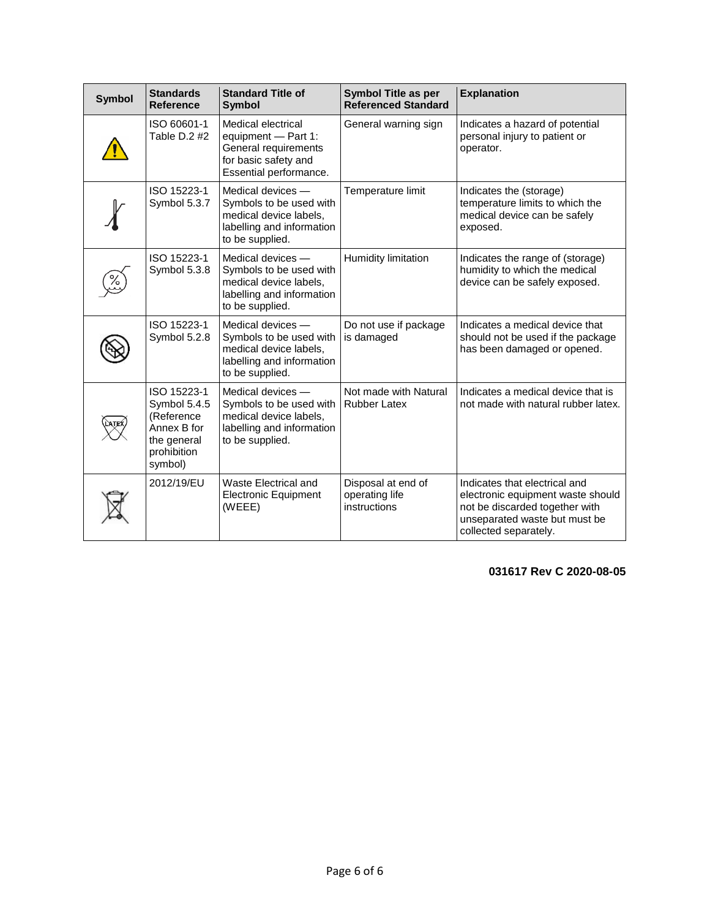| Symbol | Standards Reference | Standard Title of Symbol | Symbol Title as per Referenced Standard | Explanation |
|---|---|---|---|---|
| | ISO 60601-1 Table D.2 #2 | Medical electrical equipment — Part 1: General requirements for basic safety and Essential performance. | General warning sign | Indicates a hazard of potential personal injury to patient or operator. |
| | ISO 15223-1 Symbol 5.3.7 | Medical devices — Symbols to be used with medical device labels, labelling and information to be supplied. | Temperature limit | Indicates the (storage) temperature limits to which the medical device can be safely exposed. |
| | ISO 15223-1 Symbol 5.3.8 | Medical devices — Symbols to be used with medical device labels, labelling and information to be supplied. | Humidity limitation | Indicates the range of (storage) humidity to which the medical device can be safely exposed. |
| | ISO 15223-1 Symbol 5.2.8 | Medical devices — Symbols to be used with medical device labels, labelling and information to be supplied. | Do not use if package is damaged | Indicates a medical device that should not be used if the package has been damaged or opened. |
| LATEX | ISO 15223-1 Symbol 5.4.5 (Reference Annex B for the general prohibition symbol) | Medical devices — Symbols to be used with medical device labels, labelling and information to be supplied. | Not made with Natural Rubber Latex | Indicates a medical device that is not made with natural rubber latex. |
| | 2012/19/EU | Waste Electrical and Electronic Equipment (WEEE) | Disposal at end of operating life instructions | Indicates that electrical and electronic equipment waste should not be discarded together with unseparated waste but must be collected separately. |

**031617 Rev C 2020-08-05**